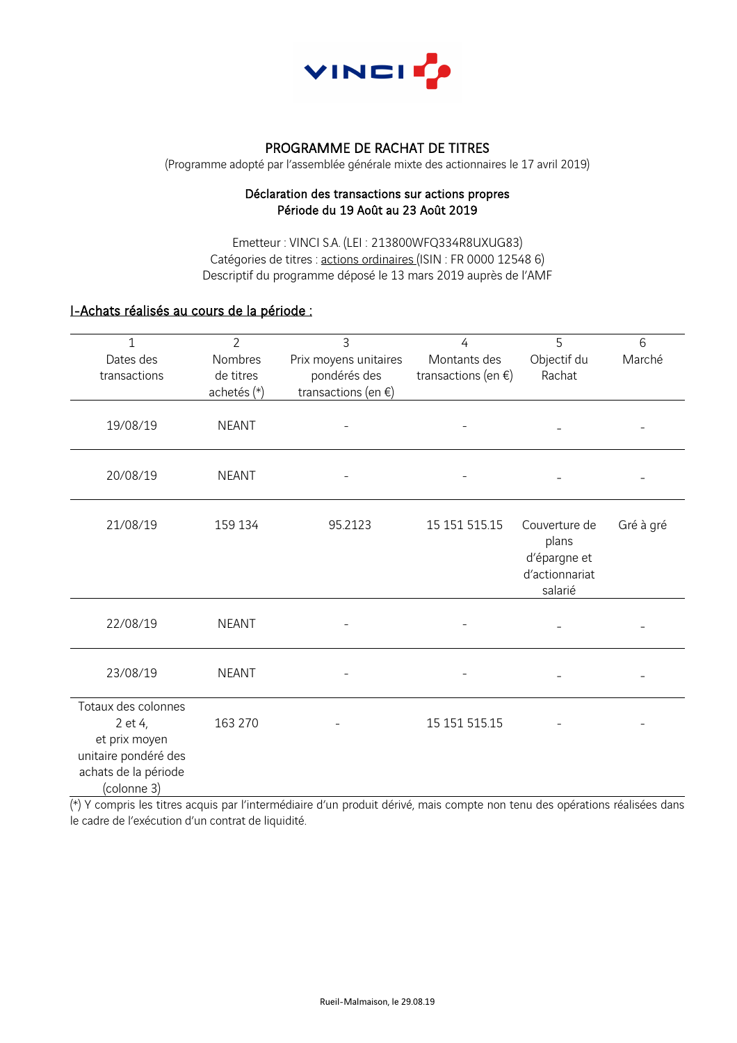VINCI

# PROGRAMME DE RACHAT DE TITRES

(Programme adopté par l'assemblée générale mixte des actionnaires le 17 avril 2019)

## Déclaration des transactions sur actions propres
## Période du 19 Août au 23 Août 2019

Emetteur : VINCI S.A. (LEI : 213800WFQ334R8UXUG83)
Catégories de titres : actions ordinaires (ISIN : FR 0000 12548 6)
Descriptif du programme déposé le 13 mars 2019 auprès de l'AMF

### I-Achats réalisés au cours de la période :

| 1<br>Dates des transactions | 2<br>Nombres de titres achetés (*) | 3<br>Prix moyens unitaires pondérés des transactions (en €) | 4<br>Montants des transactions (en €) | 5<br>Objectif du Rachat | 6<br>Marché |
|---|---|---|---|---|---|
| 19/08/19 | NEANT | - | - | - | - |
| 20/08/19 | NEANT | - | - | - | - |
| 21/08/19 | 159 134 | 95.2123 | 15 151 515.15 | Couverture de plans d'épargne et d'actionnariat salarié | Gré à gré |
| 22/08/19 | NEANT | - | - | - | - |
| 23/08/19 | NEANT | - | - | - | - |
| Totaux des colonnes 2 et 4, et prix moyen unitaire pondéré des achats de la période (colonne 3) | 163 270 | - | 15 151 515.15 | - | - |

(*) Y compris les titres acquis par l'intermédiaire d'un produit dérivé, mais compte non tenu des opérations réalisées dans le cadre de l'exécution d'un contrat de liquidité.

Rueil-Malmaison, le 29.08.19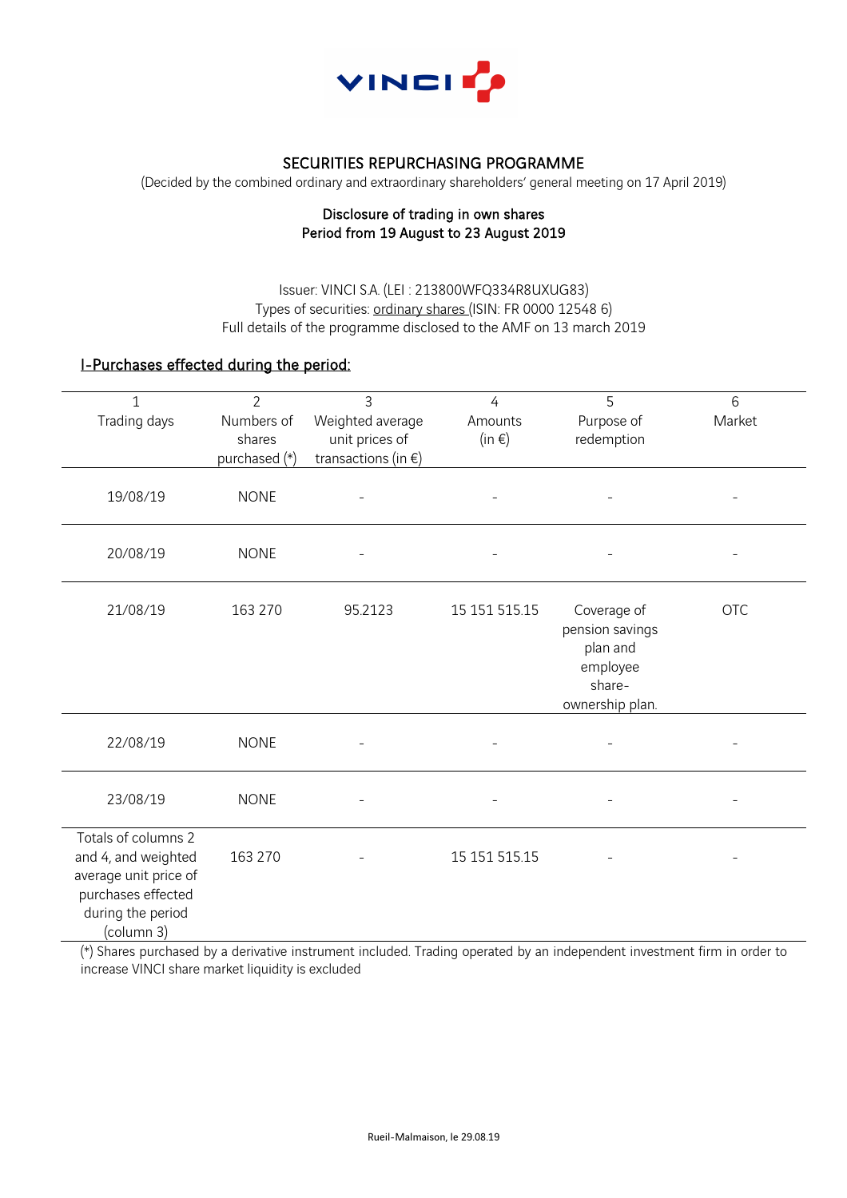VINCI

# SECURITIES REPURCHASING PROGRAMME

(Decided by the combined ordinary and extraordinary shareholders' general meeting on 17 April 2019)

## Disclosure of trading in own shares
## Period from 19 August to 23 August 2019

Issuer: VINCI S.A. (LEI : 213800WFQ334R8UXUG83)
Types of securities: ordinary shares (ISIN: FR 0000 12548 6)
Full details of the programme disclosed to the AMF on 13 march 2019

## I-Purchases effected during the period:

| 1<br>Trading days | 2<br>Numbers of shares purchased (*) | 3<br>Weighted average unit prices of transactions (in €) | 4<br>Amounts (in €) | 5<br>Purpose of redemption | 6<br>Market |
|---|---|---|---|---|---|
| 19/08/19 | NONE | - | - | - | - |
| 20/08/19 | NONE | - | - | - | - |
| 21/08/19 | 163 270 | 95.2123 | 15 151 515.15 | Coverage of pension savings plan and employee share-ownership plan. | OTC |
| 22/08/19 | NONE | - | - | - | - |
| 23/08/19 | NONE | - | - | - | - |
| Totals of columns 2 and 4, and weighted average unit price of purchases effected during the period (column 3) | 163 270 | - | 15 151 515.15 | - | - |

(*) Shares purchased by a derivative instrument included. Trading operated by an independent investment firm in order to increase VINCI share market liquidity is excluded

Rueil-Malmaison, le 29.08.19